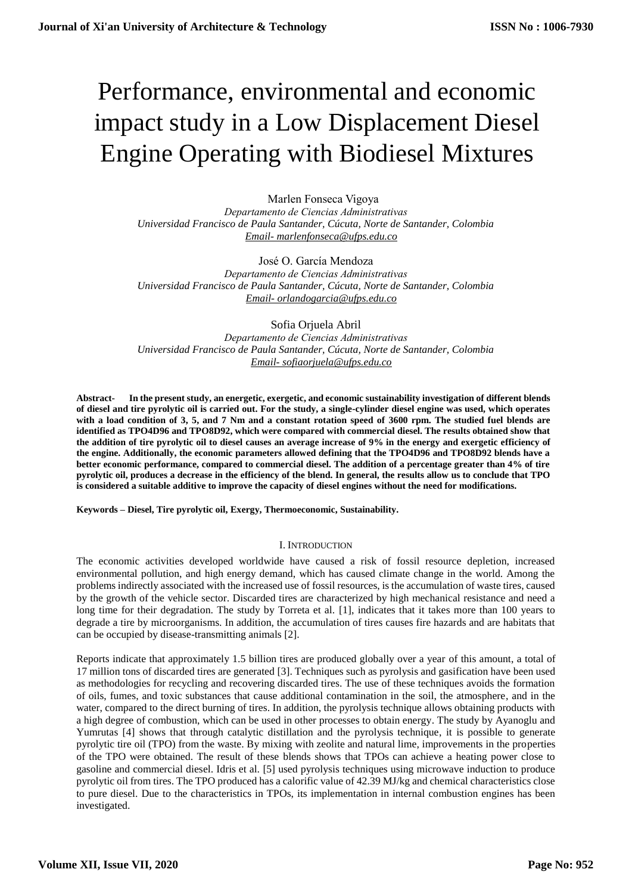# Performance, environmental and economic impact study in a Low Displacement Diesel Engine Operating with Biodiesel Mixtures

Marlen Fonseca Vigoya

*Departamento de Ciencias Administrativas*
*Universidad Francisco de Paula Santander, Cúcuta, Norte de Santander, Colombia*
*Email- marlenfonseca@ufps.edu.co*

José O. García Mendoza

*Departamento de Ciencias Administrativas*
*Universidad Francisco de Paula Santander, Cúcuta, Norte de Santander, Colombia*
*Email- orlandogarcia@ufps.edu.co*

Sofia Orjuela Abril

*Departamento de Ciencias Administrativas*
*Universidad Francisco de Paula Santander, Cúcuta, Norte de Santander, Colombia*
*Email- sofiaorjuela@ufps.edu.co*

**Abstract- In the present study, an energetic, exergetic, and economic sustainability investigation of different blends of diesel and tire pyrolytic oil is carried out. For the study, a single-cylinder diesel engine was used, which operates with a load condition of 3, 5, and 7 Nm and a constant rotation speed of 3600 rpm. The studied fuel blends are identified as TPO4D96 and TPO8D92, which were compared with commercial diesel. The results obtained show that the addition of tire pyrolytic oil to diesel causes an average increase of 9% in the energy and exergetic efficiency of the engine. Additionally, the economic parameters allowed defining that the TPO4D96 and TPO8D92 blends have a better economic performance, compared to commercial diesel. The addition of a percentage greater than 4% of tire pyrolytic oil, produces a decrease in the efficiency of the blend. In general, the results allow us to conclude that TPO is considered a suitable additive to improve the capacity of diesel engines without the need for modifications.**

**Keywords – Diesel, Tire pyrolytic oil, Exergy, Thermoeconomic, Sustainability.**

## I. Introduction

The economic activities developed worldwide have caused a risk of fossil resource depletion, increased environmental pollution, and high energy demand, which has caused climate change in the world. Among the problems indirectly associated with the increased use of fossil resources, is the accumulation of waste tires, caused by the growth of the vehicle sector. Discarded tires are characterized by high mechanical resistance and need a long time for their degradation. The study by Torreta et al. [1], indicates that it takes more than 100 years to degrade a tire by microorganisms. In addition, the accumulation of tires causes fire hazards and are habitats that can be occupied by disease-transmitting animals [2].

Reports indicate that approximately 1.5 billion tires are produced globally over a year of this amount, a total of 17 million tons of discarded tires are generated [3]. Techniques such as pyrolysis and gasification have been used as methodologies for recycling and recovering discarded tires. The use of these techniques avoids the formation of oils, fumes, and toxic substances that cause additional contamination in the soil, the atmosphere, and in the water, compared to the direct burning of tires. In addition, the pyrolysis technique allows obtaining products with a high degree of combustion, which can be used in other processes to obtain energy. The study by Ayanoglu and Yumrutas [4] shows that through catalytic distillation and the pyrolysis technique, it is possible to generate pyrolytic tire oil (TPO) from the waste. By mixing with zeolite and natural lime, improvements in the properties of the TPO were obtained. The result of these blends shows that TPOs can achieve a heating power close to gasoline and commercial diesel. Idris et al. [5] used pyrolysis techniques using microwave induction to produce pyrolytic oil from tires. The TPO produced has a calorific value of 42.39 MJ/kg and chemical characteristics close to pure diesel. Due to the characteristics in TPOs, its implementation in internal combustion engines has been investigated.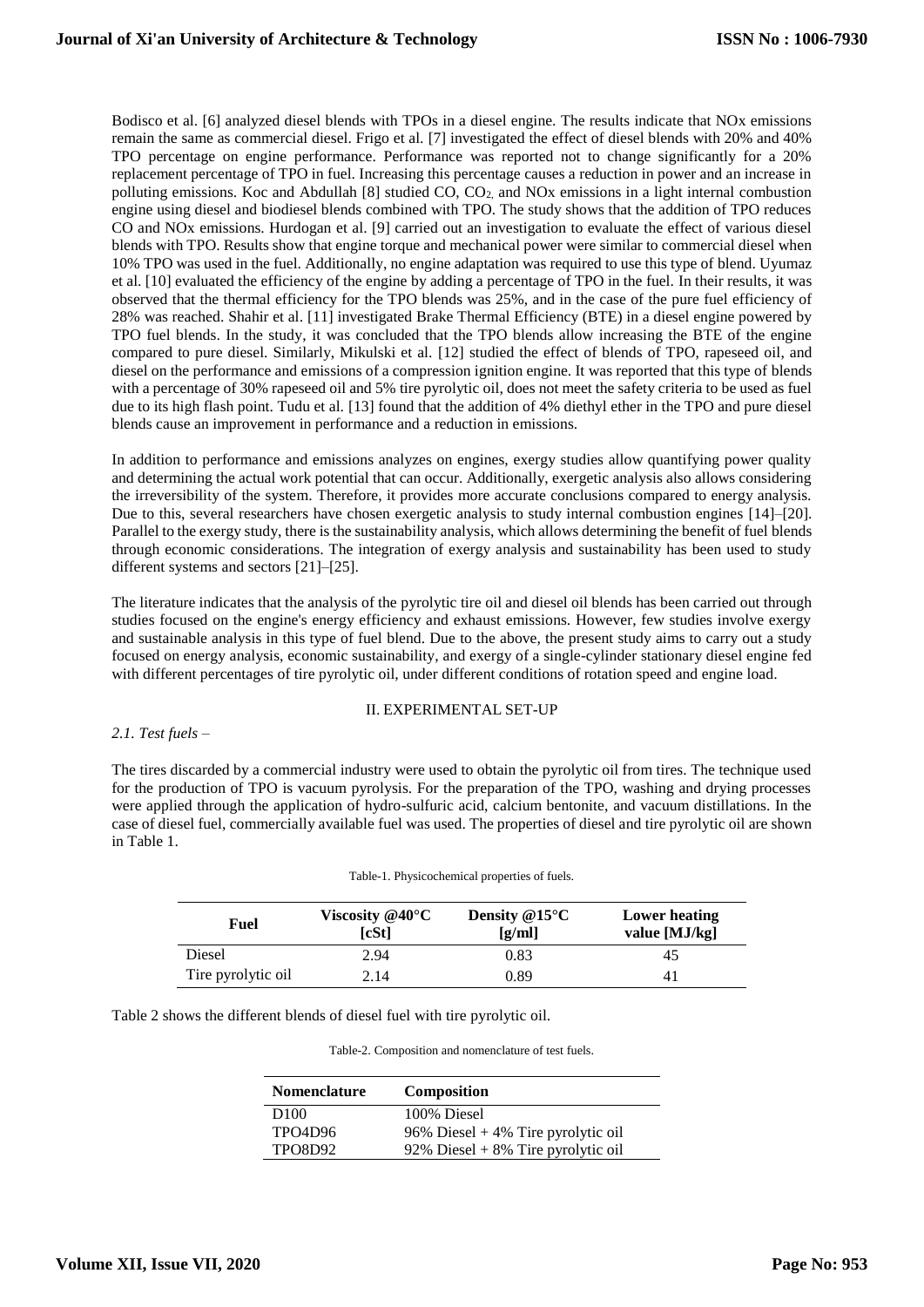Bodisco et al. [6] analyzed diesel blends with TPOs in a diesel engine. The results indicate that NOx emissions remain the same as commercial diesel. Frigo et al. [7] investigated the effect of diesel blends with 20% and 40% TPO percentage on engine performance. Performance was reported not to change significantly for a 20% replacement percentage of TPO in fuel. Increasing this percentage causes a reduction in power and an increase in polluting emissions. Koc and Abdullah [8] studied CO, $CO_2$, and NOx emissions in a light internal combustion engine using diesel and biodiesel blends combined with TPO. The study shows that the addition of TPO reduces CO and NOx emissions. Hurdogan et al. [9] carried out an investigation to evaluate the effect of various diesel blends with TPO. Results show that engine torque and mechanical power were similar to commercial diesel when 10% TPO was used in the fuel. Additionally, no engine adaptation was required to use this type of blend. Uyumaz et al. [10] evaluated the efficiency of the engine by adding a percentage of TPO in the fuel. In their results, it was observed that the thermal efficiency for the TPO blends was 25%, and in the case of the pure fuel efficiency of 28% was reached. Shahir et al. [11] investigated Brake Thermal Efficiency (BTE) in a diesel engine powered by TPO fuel blends. In the study, it was concluded that the TPO blends allow increasing the BTE of the engine compared to pure diesel. Similarly, Mikulski et al. [12] studied the effect of blends of TPO, rapeseed oil, and diesel on the performance and emissions of a compression ignition engine. It was reported that this type of blends with a percentage of 30% rapeseed oil and 5% tire pyrolytic oil, does not meet the safety criteria to be used as fuel due to its high flash point. Tudu et al. [13] found that the addition of 4% diethyl ether in the TPO and pure diesel blends cause an improvement in performance and a reduction in emissions.

In addition to performance and emissions analyzes on engines, exergy studies allow quantifying power quality and determining the actual work potential that can occur. Additionally, exergetic analysis also allows considering the irreversibility of the system. Therefore, it provides more accurate conclusions compared to energy analysis. Due to this, several researchers have chosen exergetic analysis to study internal combustion engines [14]–[20]. Parallel to the exergy study, there is the sustainability analysis, which allows determining the benefit of fuel blends through economic considerations. The integration of exergy analysis and sustainability has been used to study different systems and sectors [21]–[25].

The literature indicates that the analysis of the pyrolytic tire oil and diesel oil blends has been carried out through studies focused on the engine's energy efficiency and exhaust emissions. However, few studies involve exergy and sustainable analysis in this type of fuel blend. Due to the above, the present study aims to carry out a study focused on energy analysis, economic sustainability, and exergy of a single-cylinder stationary diesel engine fed with different percentages of tire pyrolytic oil, under different conditions of rotation speed and engine load.

## II. EXPERIMENTAL SET-UP

### *2.1. Test fuels –*

The tires discarded by a commercial industry were used to obtain the pyrolytic oil from tires. The technique used for the production of TPO is vacuum pyrolysis. For the preparation of the TPO, washing and drying processes were applied through the application of hydro-sulfuric acid, calcium bentonite, and vacuum distillations. In the case of diesel fuel, commercially available fuel was used. The properties of diesel and tire pyrolytic oil are shown in Table 1.

Table-1. Physicochemical properties of fuels.

| Fuel | Viscosity @40°C [cSt] | Density @15°C [g/ml] | Lower heating value [MJ/kg] |
|---|---|---|---|
| Diesel | 2.94 | 0.83 | 45 |
| Tire pyrolytic oil | 2.14 | 0.89 | 41 |

Table 2 shows the different blends of diesel fuel with tire pyrolytic oil.

Table-2. Composition and nomenclature of test fuels.

| Nomenclature | Composition |
|---|---|
| D100 | 100% Diesel |
| TPO4D96 | 96% Diesel + 4% Tire pyrolytic oil |
| TPO8D92 | 92% Diesel + 8% Tire pyrolytic oil |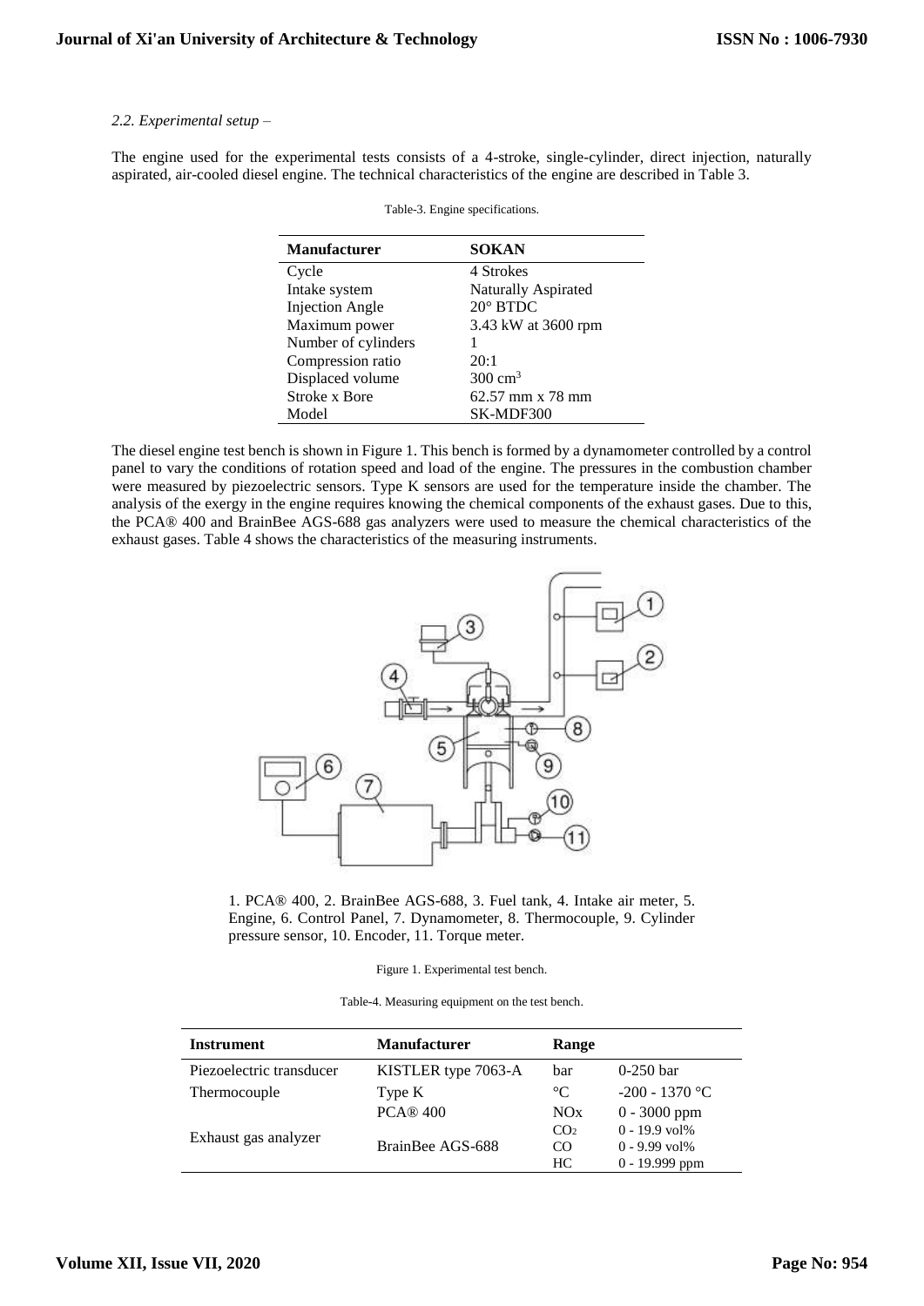*2.2. Experimental setup –*

The engine used for the experimental tests consists of a 4-stroke, single-cylinder, direct injection, naturally aspirated, air-cooled diesel engine. The technical characteristics of the engine are described in Table 3.

Table-3. Engine specifications.

| Manufacturer | SOKAN |
|---|---|
| Cycle | 4 Strokes |
| Intake system | Naturally Aspirated |
| Injection Angle | 20° BTDC |
| Maximum power | 3.43 kW at 3600 rpm |
| Number of cylinders | 1 |
| Compression ratio | 20:1 |
| Displaced volume | 300 $cm^3$ |
| Stroke x Bore | 62.57 mm x 78 mm |
| Model | SK-MDF300 |

The diesel engine test bench is shown in Figure 1. This bench is formed by a dynamometer controlled by a control panel to vary the conditions of rotation speed and load of the engine. The pressures in the combustion chamber were measured by piezoelectric sensors. Type K sensors are used for the temperature inside the chamber. The analysis of the exergy in the engine requires knowing the chemical components of the exhaust gases. Due to this, the PCA® 400 and BrainBee AGS-688 gas analyzers were used to measure the chemical characteristics of the exhaust gases. Table 4 shows the characteristics of the measuring instruments.

1. PCA® 400, 2. BrainBee AGS-688, 3. Fuel tank, 4. Intake air meter, 5. Engine, 6. Control Panel, 7. Dynamometer, 8. Thermocouple, 9. Cylinder pressure sensor, 10. Encoder, 11. Torque meter.

Figure 1. Experimental test bench.

Table-4. Measuring equipment on the test bench.

| Instrument | Manufacturer | Range | |
|---|---|---|---|
| Piezoelectric transducer | KISTLER type 7063-A | bar | 0-250 bar |
| Thermocouple | Type K | °C | -200 - 1370 °C |
| Exhaust gas analyzer | PCA® 400 | NOx | 0 - 3000 ppm |
| | BrainBee AGS-688 | $CO_2$ | 0 - 19.9 vol% |
| | | CO | 0 - 9.99 vol% |
| | | HC | 0 - 19.999 ppm |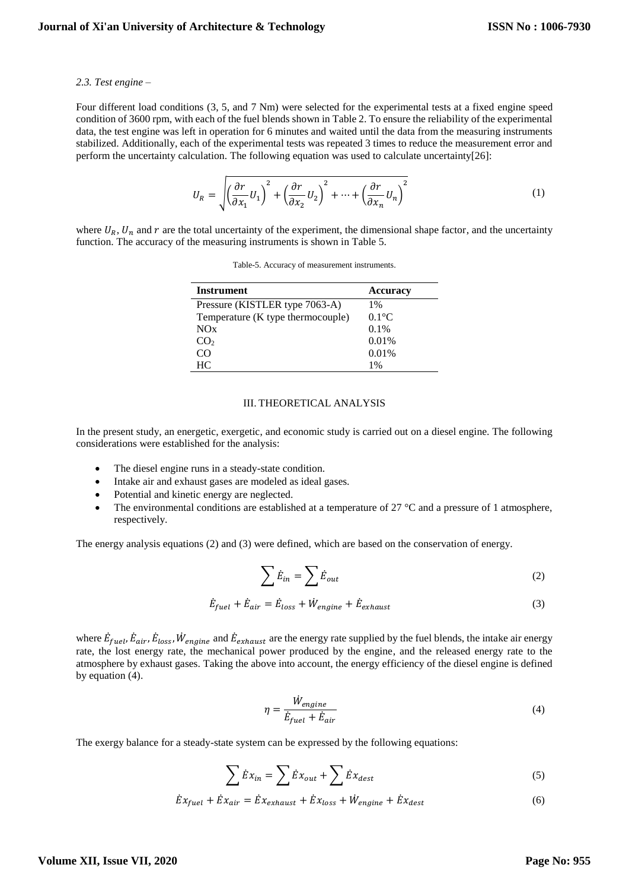*2.3. Test engine –*

Four different load conditions (3, 5, and 7 Nm) were selected for the experimental tests at a fixed engine speed condition of 3600 rpm, with each of the fuel blends shown in Table 2. To ensure the reliability of the experimental data, the test engine was left in operation for 6 minutes and waited until the data from the measuring instruments stabilized. Additionally, each of the experimental tests was repeated 3 times to reduce the measurement error and perform the uncertainty calculation. The following equation was used to calculate uncertainty[26]:

$$U_R = \sqrt{\left(\frac{\partial r}{\partial x_1}U_1\right)^2 + \left(\frac{\partial r}{\partial x_2}U_2\right)^2 + \cdots + \left(\frac{\partial r}{\partial x_n}U_n\right)^2} \quad (1)$$

where $U_R$, $U_n$ and $r$ are the total uncertainty of the experiment, the dimensional shape factor, and the uncertainty function. The accuracy of the measuring instruments is shown in Table 5.

Table-5. Accuracy of measurement instruments.

| Instrument | Accuracy |
|---|---|
| Pressure (KISTLER type 7063-A) | 1% |
| Temperature (K type thermocouple) | 0.1°C |
| NOx | 0.1% |
| $CO_2$ | 0.01% |
| CO | 0.01% |
| HC | 1% |

## III. THEORETICAL ANALYSIS

In the present study, an energetic, exergetic, and economic study is carried out on a diesel engine. The following considerations were established for the analysis:

- The diesel engine runs in a steady-state condition.
- Intake air and exhaust gases are modeled as ideal gases.
- Potential and kinetic energy are neglected.
- The environmental conditions are established at a temperature of 27 °C and a pressure of 1 atmosphere, respectively.

The energy analysis equations (2) and (3) were defined, which are based on the conservation of energy.

$$\sum \dot{E}_{in} = \sum \dot{E}_{out} \quad (2)$$

$$\dot{E}_{fuel} + \dot{E}_{air} = \dot{E}_{loss} + \dot{W}_{engine} + \dot{E}_{exhaust} \quad (3)$$

where $\dot{E}_{fuel}$, $\dot{E}_{air}$, $\dot{E}_{loss}$, $\dot{W}_{engine}$ and $\dot{E}_{exhaust}$ are the energy rate supplied by the fuel blends, the intake air energy rate, the lost energy rate, the mechanical power produced by the engine, and the released energy rate to the atmosphere by exhaust gases. Taking the above into account, the energy efficiency of the diesel engine is defined by equation (4).

$$\eta = \frac{\dot{W}_{engine}}{\dot{E}_{fuel} + \dot{E}_{air}} \quad (4)$$

The exergy balance for a steady-state system can be expressed by the following equations:

$$\sum \dot{E}x_{in} = \sum \dot{E}x_{out} + \sum \dot{E}x_{dest} \quad (5)$$

$$\dot{E}x_{fuel} + \dot{E}x_{air} = \dot{E}x_{exhaust} + \dot{E}x_{loss} + \dot{W}_{engine} + \dot{E}x_{dest} \quad (6)$$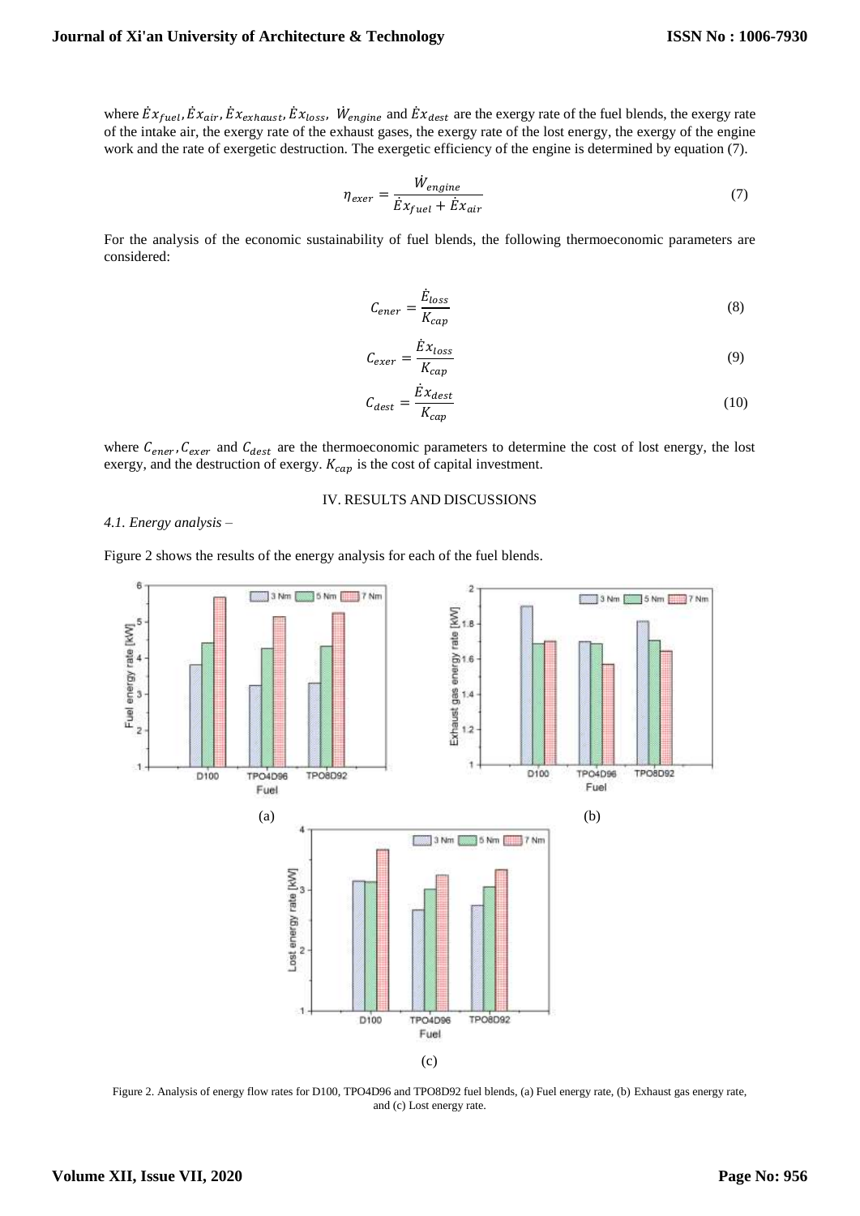where $\dot{E}x_{fuel}$, $\dot{E}x_{air}$, $\dot{E}x_{exhaust}$, $\dot{E}x_{loss}$, $\dot{W}_{engine}$ and $\dot{E}x_{dest}$ are the exergy rate of the fuel blends, the exergy rate of the intake air, the exergy rate of the exhaust gases, the exergy rate of the lost energy, the exergy of the engine work and the rate of exergetic destruction. The exergetic efficiency of the engine is determined by equation (7).

$$\eta_{exer} = \frac{\dot{W}_{engine}}{\dot{E}x_{fuel} + \dot{E}x_{air}} \tag{7}$$

For the analysis of the economic sustainability of fuel blends, the following thermoeconomic parameters are considered:

$$C_{ener} = \frac{\dot{E}_{loss}}{K_{cap}} \tag{8}$$

$$C_{exer} = \frac{\dot{E}x_{loss}}{K_{cap}} \tag{9}$$

$$C_{dest} = \frac{\dot{E}x_{dest}}{K_{cap}} \tag{10}$$

where $C_{ener}$, $C_{exer}$ and $C_{dest}$ are the thermoeconomic parameters to determine the cost of lost energy, the lost exergy, and the destruction of exergy. $K_{cap}$ is the cost of capital investment.

## IV. RESULTS AND DISCUSSIONS

*4.1. Energy analysis –*

Figure 2 shows the results of the energy analysis for each of the fuel blends.

Figure 2. Analysis of energy flow rates for D100, TPO4D96 and TPO8D92 fuel blends, (a) Fuel energy rate, (b) Exhaust gas energy rate, and (c) Lost energy rate.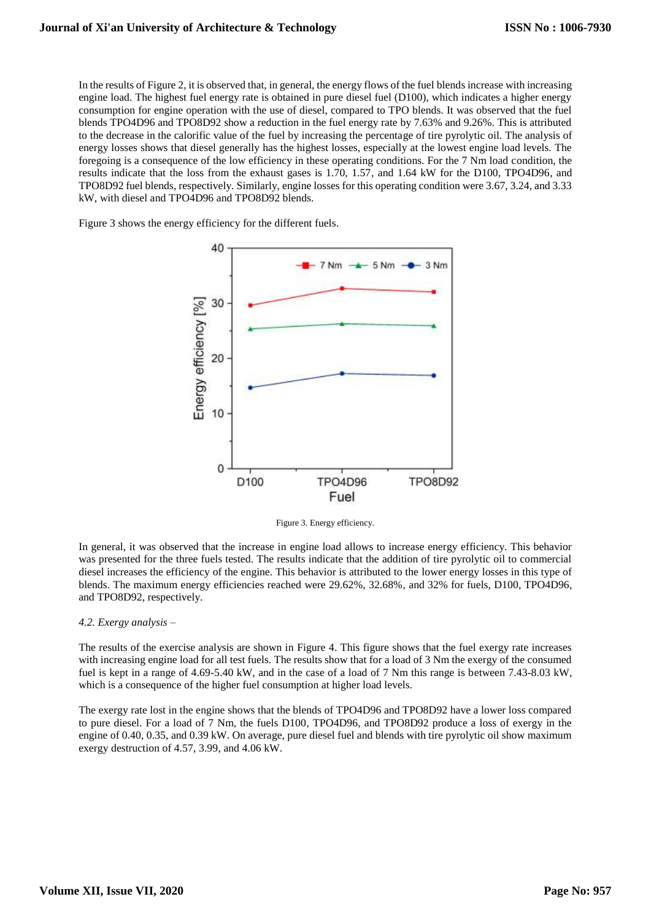In the results of Figure 2, it is observed that, in general, the energy flows of the fuel blends increase with increasing engine load. The highest fuel energy rate is obtained in pure diesel fuel (D100), which indicates a higher energy consumption for engine operation with the use of diesel, compared to TPO blends. It was observed that the fuel blends TPO4D96 and TPO8D92 show a reduction in the fuel energy rate by 7.63% and 9.26%. This is attributed to the decrease in the calorific value of the fuel by increasing the percentage of tire pyrolytic oil. The analysis of energy losses shows that diesel generally has the highest losses, especially at the lowest engine load levels. The foregoing is a consequence of the low efficiency in these operating conditions. For the 7 Nm load condition, the results indicate that the loss from the exhaust gases is 1.70, 1.57, and 1.64 kW for the D100, TPO4D96, and TPO8D92 fuel blends, respectively. Similarly, engine losses for this operating condition were 3.67, 3.24, and 3.33 kW, with diesel and TPO4D96 and TPO8D92 blends.

Figure 3 shows the energy efficiency for the different fuels.

Figure 3. Energy efficiency.

In general, it was observed that the increase in engine load allows to increase energy efficiency. This behavior was presented for the three fuels tested. The results indicate that the addition of tire pyrolytic oil to commercial diesel increases the efficiency of the engine. This behavior is attributed to the lower energy losses in this type of blends. The maximum energy efficiencies reached were 29.62%, 32.68%, and 32% for fuels, D100, TPO4D96, and TPO8D92, respectively.

*4.2. Exergy analysis –*

The results of the exercise analysis are shown in Figure 4. This figure shows that the fuel exergy rate increases with increasing engine load for all test fuels. The results show that for a load of 3 Nm the exergy of the consumed fuel is kept in a range of 4.69-5.40 kW, and in the case of a load of 7 Nm this range is between 7.43-8.03 kW, which is a consequence of the higher fuel consumption at higher load levels.

The exergy rate lost in the engine shows that the blends of TPO4D96 and TPO8D92 have a lower loss compared to pure diesel. For a load of 7 Nm, the fuels D100, TPO4D96, and TPO8D92 produce a loss of exergy in the engine of 0.40, 0.35, and 0.39 kW. On average, pure diesel fuel and blends with tire pyrolytic oil show maximum exergy destruction of 4.57, 3.99, and 4.06 kW.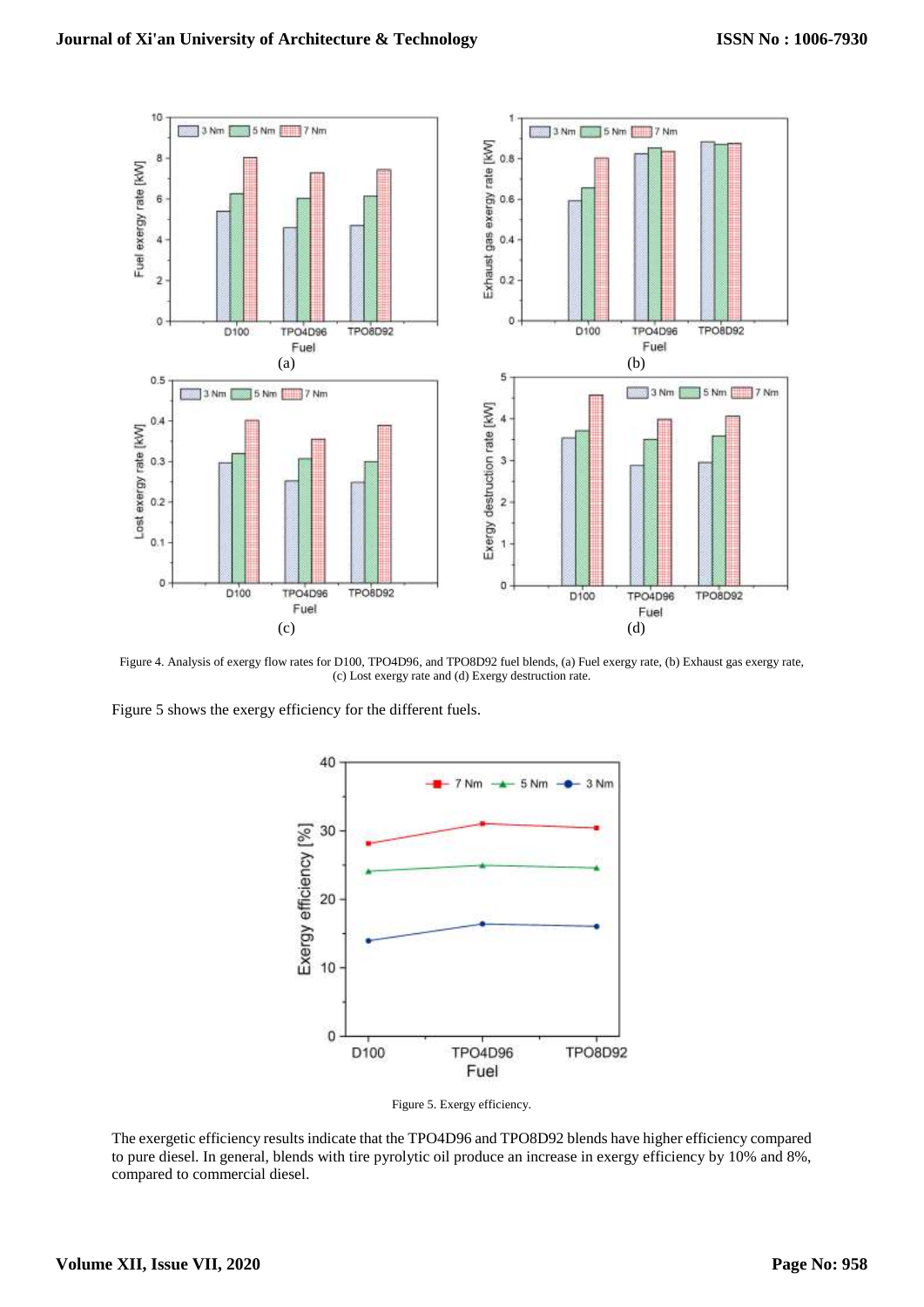Figure 4. Analysis of exergy flow rates for D100, TPO4D96, and TPO8D92 fuel blends, (a) Fuel exergy rate, (b) Exhaust gas exergy rate, (c) Lost exergy rate and (d) Exergy destruction rate.

Figure 5 shows the exergy efficiency for the different fuels.

Figure 5. Exergy efficiency.

The exergetic efficiency results indicate that the TPO4D96 and TPO8D92 blends have higher efficiency compared to pure diesel. In general, blends with tire pyrolytic oil produce an increase in exergy efficiency by 10% and 8%, compared to commercial diesel.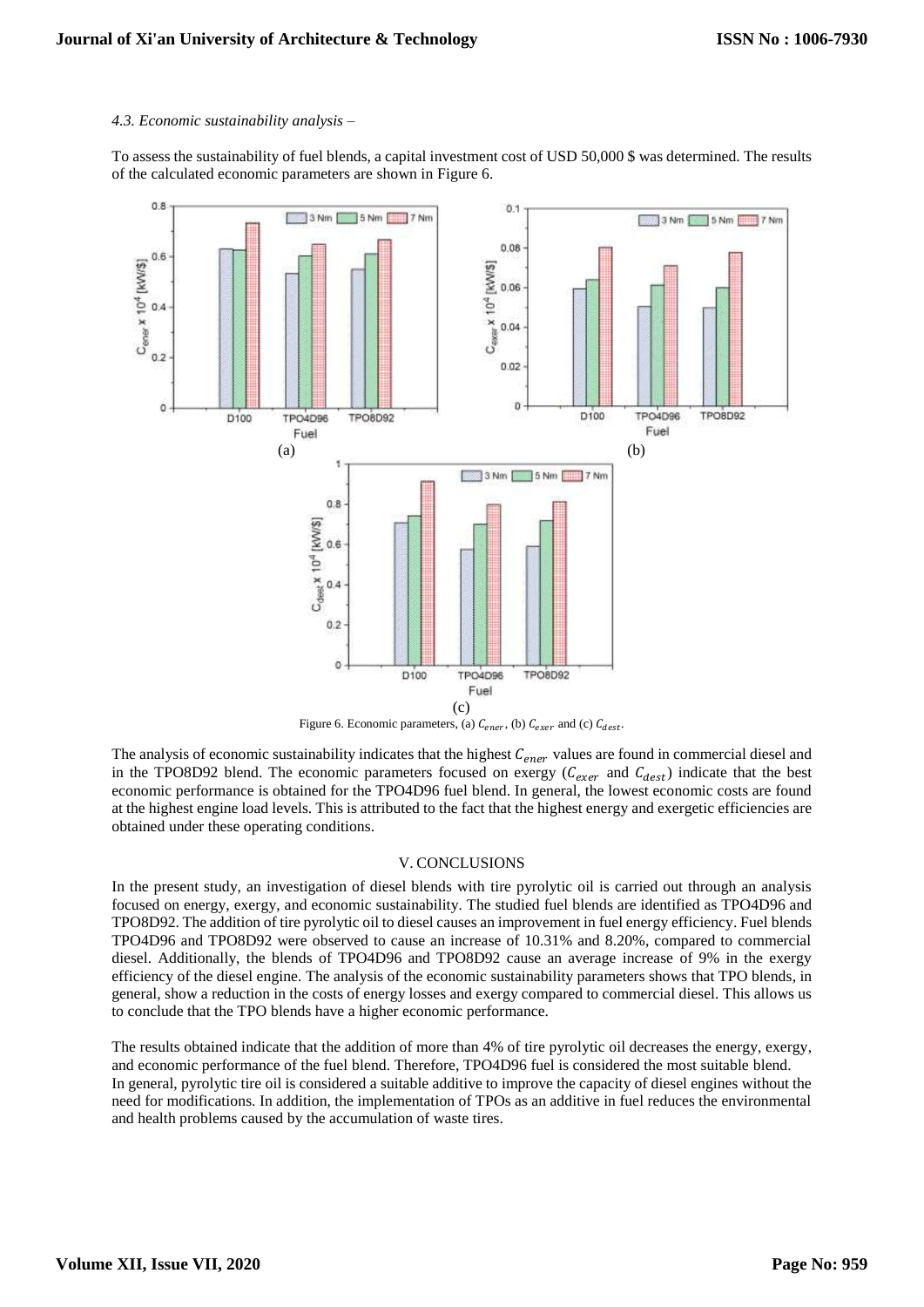*4.3. Economic sustainability analysis –*

To assess the sustainability of fuel blends, a capital investment cost of USD 50,000 $ was determined. The results of the calculated economic parameters are shown in Figure 6.

Figure 6. Economic parameters, (a) $C_{ener}$, (b) $C_{exer}$ and (c) $C_{dest}$.

The analysis of economic sustainability indicates that the highest $C_{ener}$ values are found in commercial diesel and in the TPO8D92 blend. The economic parameters focused on exergy ($C_{exer}$ and $C_{dest}$) indicate that the best economic performance is obtained for the TPO4D96 fuel blend. In general, the lowest economic costs are found at the highest engine load levels. This is attributed to the fact that the highest energy and exergetic efficiencies are obtained under these operating conditions.

## V. CONCLUSIONS

In the present study, an investigation of diesel blends with tire pyrolytic oil is carried out through an analysis focused on energy, exergy, and economic sustainability. The studied fuel blends are identified as TPO4D96 and TPO8D92. The addition of tire pyrolytic oil to diesel causes an improvement in fuel energy efficiency. Fuel blends TPO4D96 and TPO8D92 were observed to cause an increase of 10.31% and 8.20%, compared to commercial diesel. Additionally, the blends of TPO4D96 and TPO8D92 cause an average increase of 9% in the exergy efficiency of the diesel engine. The analysis of the economic sustainability parameters shows that TPO blends, in general, show a reduction in the costs of energy losses and exergy compared to commercial diesel. This allows us to conclude that the TPO blends have a higher economic performance.

The results obtained indicate that the addition of more than 4% of tire pyrolytic oil decreases the energy, exergy, and economic performance of the fuel blend. Therefore, TPO4D96 fuel is considered the most suitable blend. In general, pyrolytic tire oil is considered a suitable additive to improve the capacity of diesel engines without the need for modifications. In addition, the implementation of TPOs as an additive in fuel reduces the environmental and health problems caused by the accumulation of waste tires.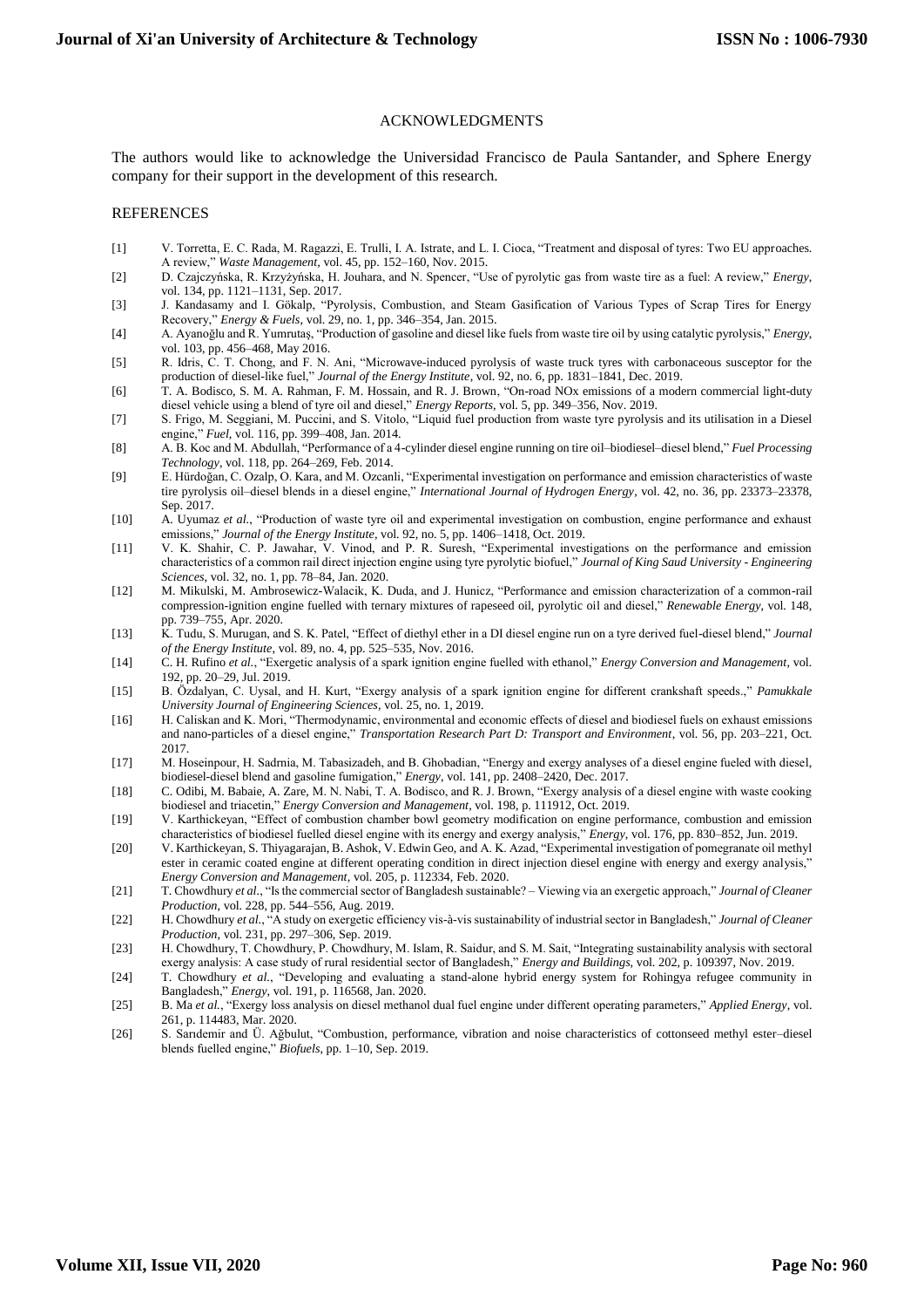## ACKNOWLEDGMENTS

The authors would like to acknowledge the Universidad Francisco de Paula Santander, and Sphere Energy company for their support in the development of this research.

## REFERENCES

[1] V. Torretta, E. C. Rada, M. Ragazzi, E. Trulli, I. A. Istrate, and L. I. Cioca, "Treatment and disposal of tyres: Two EU approaches. A review," *Waste Management*, vol. 45, pp. 152–160, Nov. 2015.

[2] D. Czajczyńska, R. Krzyżyńska, H. Jouhara, and N. Spencer, "Use of pyrolytic gas from waste tire as a fuel: A review," *Energy*, vol. 134, pp. 1121–1131, Sep. 2017.

[3] J. Kandasamy and I. Gökalp, "Pyrolysis, Combustion, and Steam Gasification of Various Types of Scrap Tires for Energy Recovery," *Energy & Fuels*, vol. 29, no. 1, pp. 346–354, Jan. 2015.

[4] A. Ayanoğlu and R. Yumrutaş, "Production of gasoline and diesel like fuels from waste tire oil by using catalytic pyrolysis," *Energy*, vol. 103, pp. 456–468, May 2016.

[5] R. Idris, C. T. Chong, and F. N. Ani, "Microwave-induced pyrolysis of waste truck tyres with carbonaceous susceptor for the production of diesel-like fuel," *Journal of the Energy Institute*, vol. 92, no. 6, pp. 1831–1841, Dec. 2019.

[6] T. A. Bodisco, S. M. A. Rahman, F. M. Hossain, and R. J. Brown, "On-road NOx emissions of a modern commercial light-duty diesel vehicle using a blend of tyre oil and diesel," *Energy Reports*, vol. 5, pp. 349–356, Nov. 2019.

[7] S. Frigo, M. Seggiani, M. Puccini, and S. Vitolo, "Liquid fuel production from waste tyre pyrolysis and its utilisation in a Diesel engine," *Fuel*, vol. 116, pp. 399–408, Jan. 2014.

[8] A. B. Koc and M. Abdullah, "Performance of a 4-cylinder diesel engine running on tire oil–biodiesel–diesel blend," *Fuel Processing Technology*, vol. 118, pp. 264–269, Feb. 2014.

[9] E. Hürdoğan, C. Ozalp, O. Kara, and M. Ozcanli, "Experimental investigation on performance and emission characteristics of waste tire pyrolysis oil–diesel blends in a diesel engine," *International Journal of Hydrogen Energy*, vol. 42, no. 36, pp. 23373–23378, Sep. 2017.

[10] A. Uyumaz *et al.*, "Production of waste tyre oil and experimental investigation on combustion, engine performance and exhaust emissions," *Journal of the Energy Institute*, vol. 92, no. 5, pp. 1406–1418, Oct. 2019.

[11] V. K. Shahir, C. P. Jawahar, V. Vinod, and P. R. Suresh, "Experimental investigations on the performance and emission characteristics of a common rail direct injection engine using tyre pyrolytic biofuel," *Journal of King Saud University - Engineering Sciences*, vol. 32, no. 1, pp. 78–84, Jan. 2020.

[12] M. Mikulski, M. Ambrosewicz-Walacik, K. Duda, and J. Hunicz, "Performance and emission characterization of a common-rail compression-ignition engine fuelled with ternary mixtures of rapeseed oil, pyrolytic oil and diesel," *Renewable Energy*, vol. 148, pp. 739–755, Apr. 2020.

[13] K. Tudu, S. Murugan, and S. K. Patel, "Effect of diethyl ether in a DI diesel engine run on a tyre derived fuel-diesel blend," *Journal of the Energy Institute*, vol. 89, no. 4, pp. 525–535, Nov. 2016.

[14] C. H. Rufino *et al.*, "Exergetic analysis of a spark ignition engine fuelled with ethanol," *Energy Conversion and Management*, vol. 192, pp. 20–29, Jul. 2019.

[15] B. Özdalyan, C. Uysal, and H. Kurt, "Exergy analysis of a spark ignition engine for different crankshaft speeds.," *Pamukkale University Journal of Engineering Sciences*, vol. 25, no. 1, 2019.

[16] H. Caliskan and K. Mori, "Thermodynamic, environmental and economic effects of diesel and biodiesel fuels on exhaust emissions and nano-particles of a diesel engine," *Transportation Research Part D: Transport and Environment*, vol. 56, pp. 203–221, Oct. 2017.

[17] M. Hoseinpour, H. Sadrnia, M. Tabasizadeh, and B. Ghobadian, "Energy and exergy analyses of a diesel engine fueled with diesel, biodiesel-diesel blend and gasoline fumigation," *Energy*, vol. 141, pp. 2408–2420, Dec. 2017.

[18] C. Odibi, M. Babaie, A. Zare, M. N. Nabi, T. A. Bodisco, and R. J. Brown, "Exergy analysis of a diesel engine with waste cooking biodiesel and triacetin," *Energy Conversion and Management*, vol. 198, p. 111912, Oct. 2019.

[19] V. Karthickeyan, "Effect of combustion chamber bowl geometry modification on engine performance, combustion and emission characteristics of biodiesel fuelled diesel engine with its energy and exergy analysis," *Energy*, vol. 176, pp. 830–852, Jun. 2019.

[20] V. Karthickeyan, S. Thiyagarajan, B. Ashok, V. Edwin Geo, and A. K. Azad, "Experimental investigation of pomegranate oil methyl ester in ceramic coated engine at different operating condition in direct injection diesel engine with energy and exergy analysis," *Energy Conversion and Management*, vol. 205, p. 112334, Feb. 2020.

[21] T. Chowdhury *et al.*, "Is the commercial sector of Bangladesh sustainable? – Viewing via an exergetic approach," *Journal of Cleaner Production*, vol. 228, pp. 544–556, Aug. 2019.

[22] H. Chowdhury *et al.*, "A study on exergetic efficiency vis-à-vis sustainability of industrial sector in Bangladesh," *Journal of Cleaner Production*, vol. 231, pp. 297–306, Sep. 2019.

[23] H. Chowdhury, T. Chowdhury, P. Chowdhury, M. Islam, R. Saidur, and S. M. Sait, "Integrating sustainability analysis with sectoral exergy analysis: A case study of rural residential sector of Bangladesh," *Energy and Buildings*, vol. 202, p. 109397, Nov. 2019.

[24] T. Chowdhury *et al.*, "Developing and evaluating a stand-alone hybrid energy system for Rohingya refugee community in Bangladesh," *Energy*, vol. 191, p. 116568, Jan. 2020.

[25] B. Ma *et al.*, "Exergy loss analysis on diesel methanol dual fuel engine under different operating parameters," *Applied Energy*, vol. 261, p. 114483, Mar. 2020.

[26] S. Sarıdemir and Ü. Ağbulut, "Combustion, performance, vibration and noise characteristics of cottonseed methyl ester–diesel blends fuelled engine," *Biofuels*, pp. 1–10, Sep. 2019.